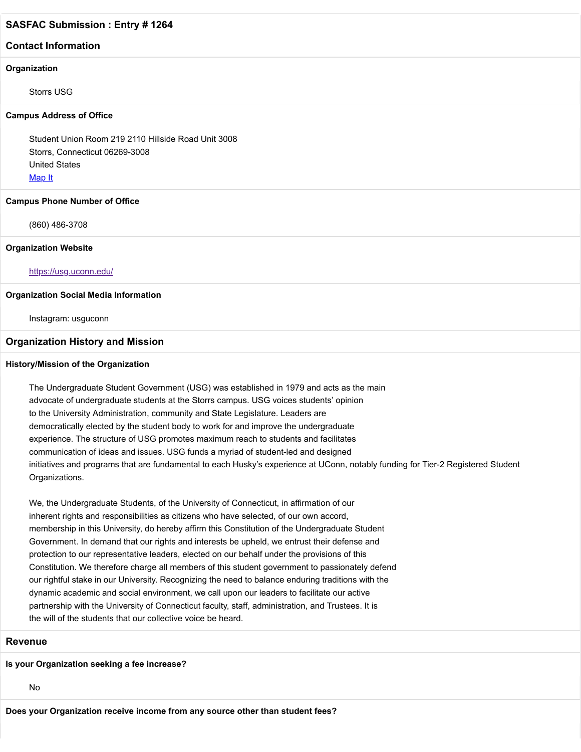## SASFAC Submission : Entry # 1264

## Contact Information

### Organization

Storrs USG

### Campus Address of Office

Student Union Room 219 2110 Hillside Road Unit 3008
Storrs, Connecticut 06269-3008
United States
Map It

### Campus Phone Number of Office

(860) 486-3708

### Organization Website

https://usg.uconn.edu/

### Organization Social Media Information

Instagram: usguconn

## Organization History and Mission

### History/Mission of the Organization

The Undergraduate Student Government (USG) was established in 1979 and acts as the main advocate of undergraduate students at the Storrs campus. USG voices students' opinion to the University Administration, community and State Legislature. Leaders are democratically elected by the student body to work for and improve the undergraduate experience. The structure of USG promotes maximum reach to students and facilitates communication of ideas and issues. USG funds a myriad of student-led and designed initiatives and programs that are fundamental to each Husky's experience at UConn, notably funding for Tier-2 Registered Student Organizations.

We, the Undergraduate Students, of the University of Connecticut, in affirmation of our inherent rights and responsibilities as citizens who have selected, of our own accord, membership in this University, do hereby affirm this Constitution of the Undergraduate Student Government. In demand that our rights and interests be upheld, we entrust their defense and protection to our representative leaders, elected on our behalf under the provisions of this Constitution. We therefore charge all members of this student government to passionately defend our rightful stake in our University. Recognizing the need to balance enduring traditions with the dynamic academic and social environment, we call upon our leaders to facilitate our active partnership with the University of Connecticut faculty, staff, administration, and Trustees. It is the will of the students that our collective voice be heard.

## Revenue

### Is your Organization seeking a fee increase?

No

### Does your Organization receive income from any source other than student fees?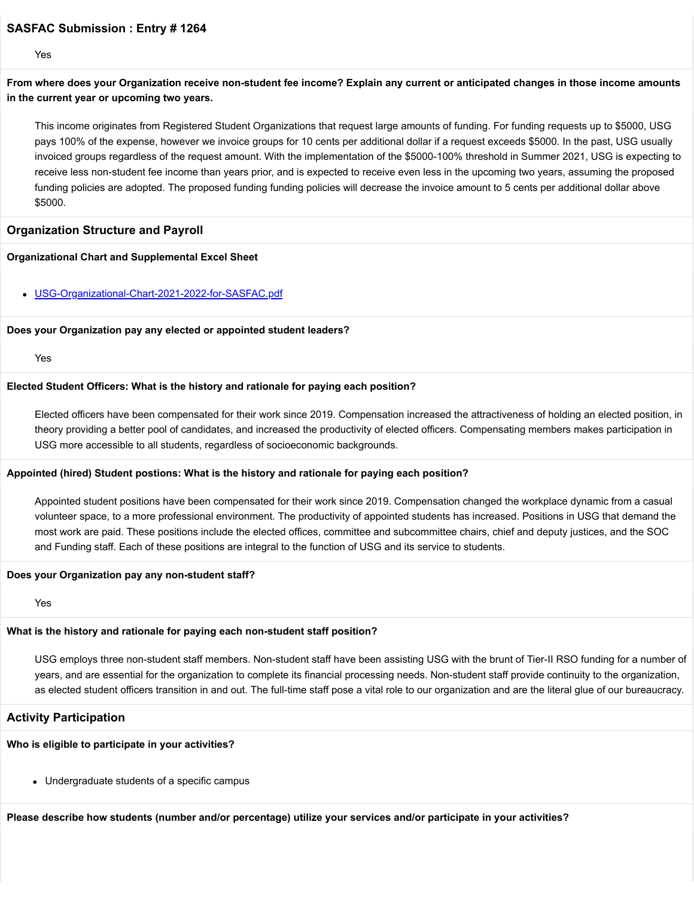## SASFAC Submission : Entry # 1264

Yes

**From where does your Organization receive non-student fee income? Explain any current or anticipated changes in those income amounts in the current year or upcoming two years.**

This income originates from Registered Student Organizations that request large amounts of funding. For funding requests up to $5000, USG pays 100% of the expense, however we invoice groups for 10 cents per additional dollar if a request exceeds $5000. In the past, USG usually invoiced groups regardless of the request amount. With the implementation of the $5000-100% threshold in Summer 2021, USG is expecting to receive less non-student fee income than years prior, and is expected to receive even less in the upcoming two years, assuming the proposed funding policies are adopted. The proposed funding funding policies will decrease the invoice amount to 5 cents per additional dollar above $5000.

### Organization Structure and Payroll

**Organizational Chart and Supplemental Excel Sheet**

- USG-Organizational-Chart-2021-2022-for-SASFAC.pdf

**Does your Organization pay any elected or appointed student leaders?**

Yes

**Elected Student Officers: What is the history and rationale for paying each position?**

Elected officers have been compensated for their work since 2019. Compensation increased the attractiveness of holding an elected position, in theory providing a better pool of candidates, and increased the productivity of elected officers. Compensating members makes participation in USG more accessible to all students, regardless of socioeconomic backgrounds.

**Appointed (hired) Student postions: What is the history and rationale for paying each position?**

Appointed student positions have been compensated for their work since 2019. Compensation changed the workplace dynamic from a casual volunteer space, to a more professional environment. The productivity of appointed students has increased. Positions in USG that demand the most work are paid. These positions include the elected offices, committee and subcommittee chairs, chief and deputy justices, and the SOC and Funding staff. Each of these positions are integral to the function of USG and its service to students.

**Does your Organization pay any non-student staff?**

Yes

**What is the history and rationale for paying each non-student staff position?**

USG employs three non-student staff members. Non-student staff have been assisting USG with the brunt of Tier-II RSO funding for a number of years, and are essential for the organization to complete its financial processing needs. Non-student staff provide continuity to the organization, as elected student officers transition in and out. The full-time staff pose a vital role to our organization and are the literal glue of our bureaucracy.

### Activity Participation

**Who is eligible to participate in your activities?**

- Undergraduate students of a specific campus

**Please describe how students (number and/or percentage) utilize your services and/or participate in your activities?**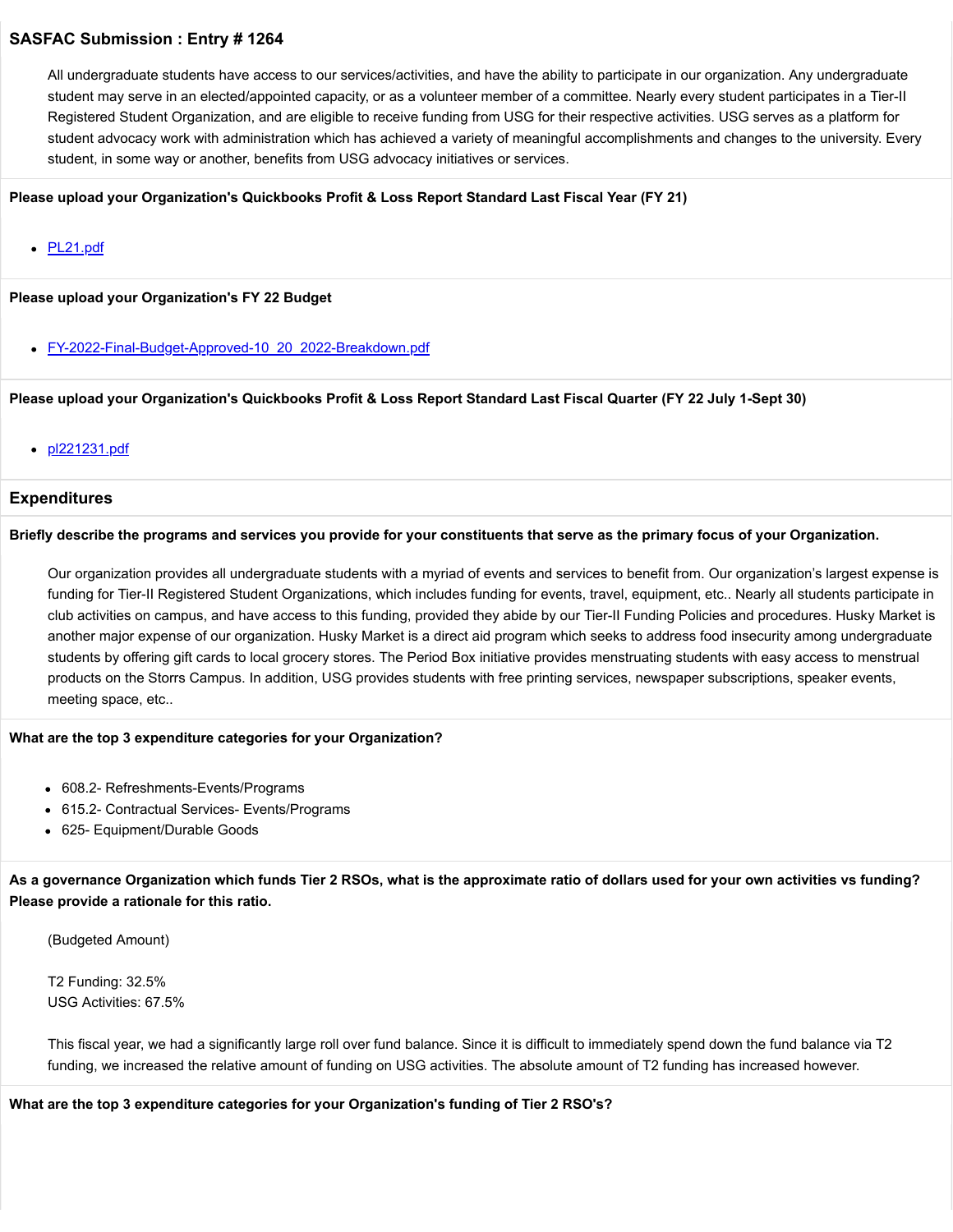## SASFAC Submission : Entry # 1264

All undergraduate students have access to our services/activities, and have the ability to participate in our organization. Any undergraduate student may serve in an elected/appointed capacity, or as a volunteer member of a committee. Nearly every student participates in a Tier-II Registered Student Organization, and are eligible to receive funding from USG for their respective activities. USG serves as a platform for student advocacy work with administration which has achieved a variety of meaningful accomplishments and changes to the university. Every student, in some way or another, benefits from USG advocacy initiatives or services.

**Please upload your Organization's Quickbooks Profit & Loss Report Standard Last Fiscal Year (FY 21)**

- PL21.pdf

**Please upload your Organization's FY 22 Budget**

- FY-2022-Final-Budget-Approved-10_20_2022-Breakdown.pdf

**Please upload your Organization's Quickbooks Profit & Loss Report Standard Last Fiscal Quarter (FY 22 July 1-Sept 30)**

- pl221231.pdf

## Expenditures

**Briefly describe the programs and services you provide for your constituents that serve as the primary focus of your Organization.**

Our organization provides all undergraduate students with a myriad of events and services to benefit from. Our organization's largest expense is funding for Tier-II Registered Student Organizations, which includes funding for events, travel, equipment, etc.. Nearly all students participate in club activities on campus, and have access to this funding, provided they abide by our Tier-II Funding Policies and procedures. Husky Market is another major expense of our organization. Husky Market is a direct aid program which seeks to address food insecurity among undergraduate students by offering gift cards to local grocery stores. The Period Box initiative provides menstruating students with easy access to menstrual products on the Storrs Campus. In addition, USG provides students with free printing services, newspaper subscriptions, speaker events, meeting space, etc..

**What are the top 3 expenditure categories for your Organization?**

- 608.2- Refreshments-Events/Programs
- 615.2- Contractual Services- Events/Programs
- 625- Equipment/Durable Goods

**As a governance Organization which funds Tier 2 RSOs, what is the approximate ratio of dollars used for your own activities vs funding? Please provide a rationale for this ratio.**

(Budgeted Amount)

T2 Funding: 32.5%
USG Activities: 67.5%

This fiscal year, we had a significantly large roll over fund balance. Since it is difficult to immediately spend down the fund balance via T2 funding, we increased the relative amount of funding on USG activities. The absolute amount of T2 funding has increased however.

**What are the top 3 expenditure categories for your Organization's funding of Tier 2 RSO's?**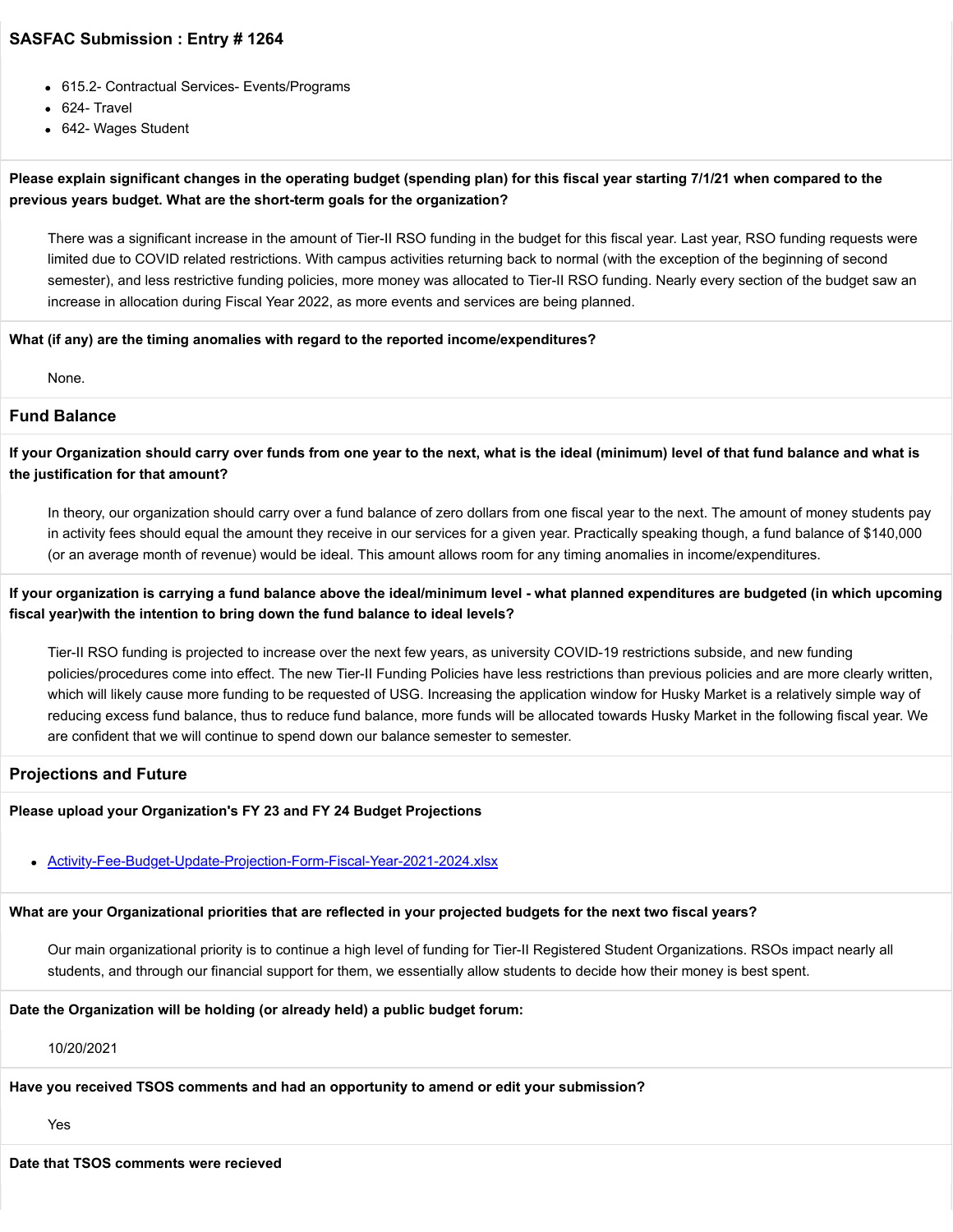## SASFAC Submission : Entry # 1264

- 615.2- Contractual Services- Events/Programs
- 624- Travel
- 642- Wages Student

**Please explain significant changes in the operating budget (spending plan) for this fiscal year starting 7/1/21 when compared to the previous years budget. What are the short-term goals for the organization?**

There was a significant increase in the amount of Tier-II RSO funding in the budget for this fiscal year. Last year, RSO funding requests were limited due to COVID related restrictions. With campus activities returning back to normal (with the exception of the beginning of second semester), and less restrictive funding policies, more money was allocated to Tier-II RSO funding. Nearly every section of the budget saw an increase in allocation during Fiscal Year 2022, as more events and services are being planned.

**What (if any) are the timing anomalies with regard to the reported income/expenditures?**

None.

### Fund Balance

**If your Organization should carry over funds from one year to the next, what is the ideal (minimum) level of that fund balance and what is the justification for that amount?**

In theory, our organization should carry over a fund balance of zero dollars from one fiscal year to the next. The amount of money students pay in activity fees should equal the amount they receive in our services for a given year. Practically speaking though, a fund balance of $140,000 (or an average month of revenue) would be ideal. This amount allows room for any timing anomalies in income/expenditures.

**If your organization is carrying a fund balance above the ideal/minimum level - what planned expenditures are budgeted (in which upcoming fiscal year)with the intention to bring down the fund balance to ideal levels?**

Tier-II RSO funding is projected to increase over the next few years, as university COVID-19 restrictions subside, and new funding policies/procedures come into effect. The new Tier-II Funding Policies have less restrictions than previous policies and are more clearly written, which will likely cause more funding to be requested of USG. Increasing the application window for Husky Market is a relatively simple way of reducing excess fund balance, thus to reduce fund balance, more funds will be allocated towards Husky Market in the following fiscal year. We are confident that we will continue to spend down our balance semester to semester.

### Projections and Future

**Please upload your Organization's FY 23 and FY 24 Budget Projections**

- Activity-Fee-Budget-Update-Projection-Form-Fiscal-Year-2021-2024.xlsx

**What are your Organizational priorities that are reflected in your projected budgets for the next two fiscal years?**

Our main organizational priority is to continue a high level of funding for Tier-II Registered Student Organizations. RSOs impact nearly all students, and through our financial support for them, we essentially allow students to decide how their money is best spent.

**Date the Organization will be holding (or already held) a public budget forum:**

10/20/2021

**Have you received TSOS comments and had an opportunity to amend or edit your submission?**

Yes

**Date that TSOS comments were recieved**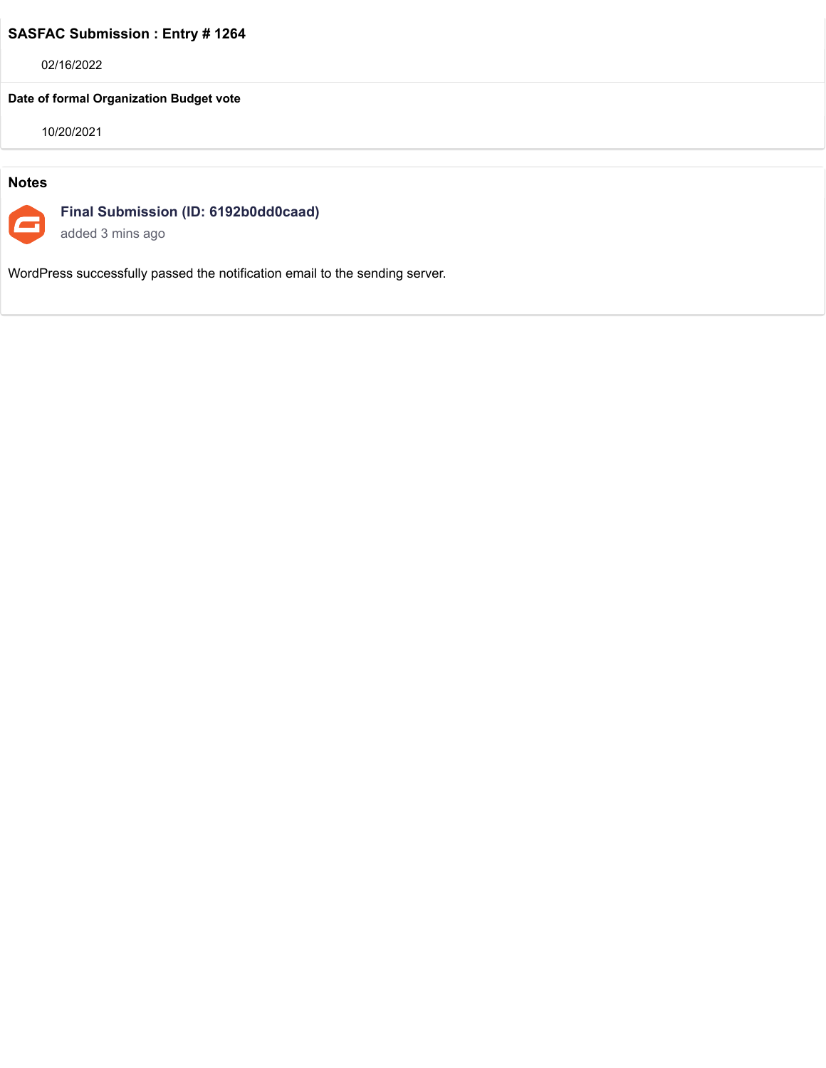### SASFAC Submission : Entry # 1264

02/16/2022

**Date of formal Organization Budget vote**

10/20/2021

### Notes

**Final Submission (ID: 6192b0dd0caad)**

added 3 mins ago

WordPress successfully passed the notification email to the sending server.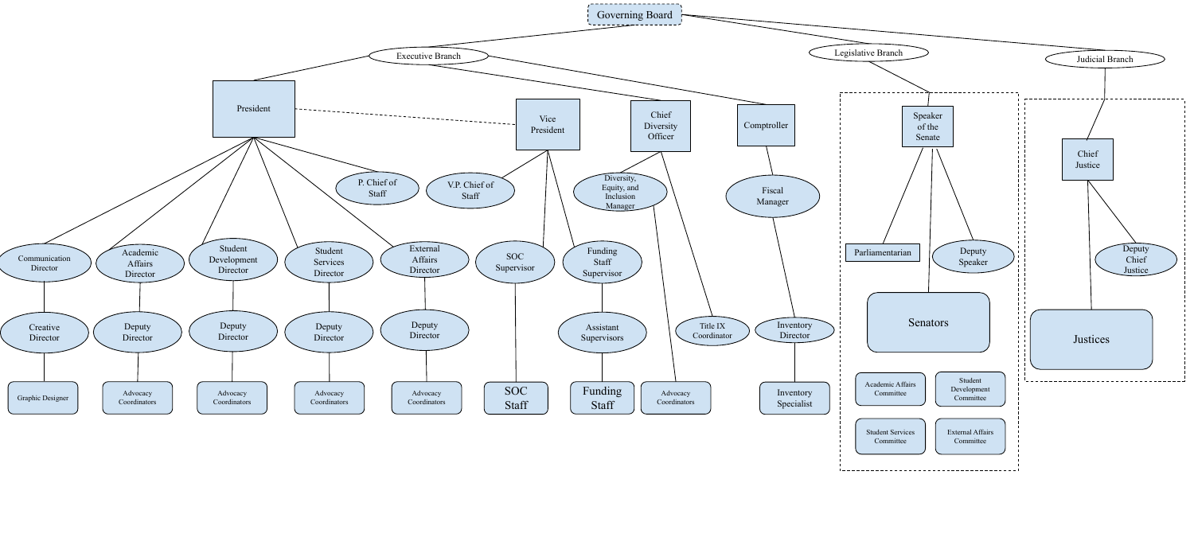- Governing Board
  - Executive Branch
    - President
      - P. Chief of Staff
      - Communication Director
        - Creative Director
          - Graphic Designer
      - Academic Affairs Director
        - Deputy Director
          - Advocacy Coordinators
      - Student Development Director
        - Deputy Director
          - Advocacy Coordinators
      - Student Services Director
        - Deputy Director
          - Advocacy Coordinators
      - External Affairs Director
        - Deputy Director
          - Advocacy Coordinators
    - Vice President
      - V.P. Chief of Staff
      - SOC Supervisor
        - SOC Staff
      - Funding Staff Supervisor
        - Assistant Supervisors
          - Funding Staff
    - Chief Diversity Officer
      - Diversity, Equity, and Inclusion Manager
        - Advocacy Coordinators
      - Title IX Coordinator
    - Comptroller
      - Fiscal Manager
        - Inventory Director
          - Inventory Specialist
  - Legislative Branch
    - Speaker of the Senate
      - Parliamentarian
      - Deputy Speaker
      - Senators
        - Academic Affairs Committee
        - Student Development Committee
        - Student Services Committee
        - External Affairs Committee
  - Judicial Branch
    - Chief Justice
      - Deputy Chief Justice
      - Justices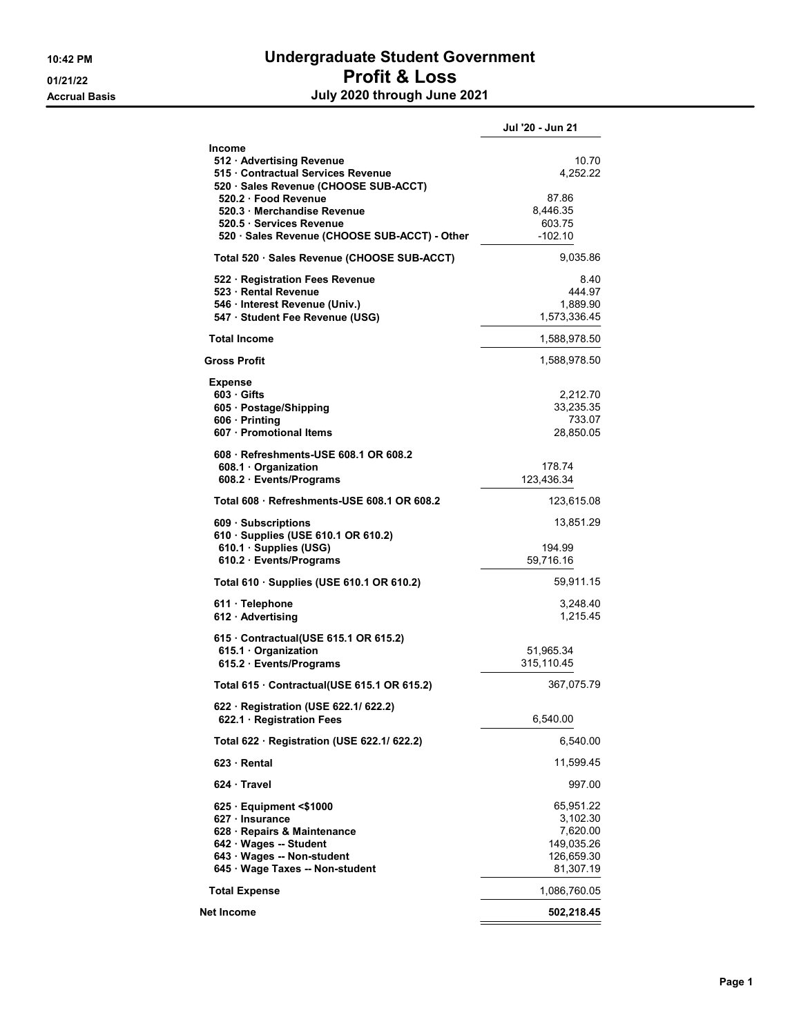# Undergraduate Student Government

## Profit & Loss

**July 2020 through June 2021**

10:42 PM
01/21/22
Accrual Basis

| | | Jul '20 - Jun 21 |
|---|---|---|
| **Income** | | |
| 512 · Advertising Revenue | | 10.70 |
| 515 · Contractual Services Revenue | | 4,252.22 |
| 520 · Sales Revenue (CHOOSE SUB-ACCT) | | |
| 520.2 · Food Revenue | 87.86 | |
| 520.3 · Merchandise Revenue | 8,446.35 | |
| 520.5 · Services Revenue | 603.75 | |
| 520 · Sales Revenue (CHOOSE SUB-ACCT) - Other | -102.10 | |
| Total 520 · Sales Revenue (CHOOSE SUB-ACCT) | | 9,035.86 |
| 522 · Registration Fees Revenue | | 8.40 |
| 523 · Rental Revenue | | 444.97 |
| 546 · Interest Revenue (Univ.) | | 1,889.90 |
| 547 · Student Fee Revenue (USG) | | 1,573,336.45 |
| **Total Income** | | 1,588,978.50 |
| **Gross Profit** | | 1,588,978.50 |
| **Expense** | | |
| 603 · Gifts | | 2,212.70 |
| 605 · Postage/Shipping | | 33,235.35 |
| 606 · Printing | | 733.07 |
| 607 · Promotional Items | | 28,850.05 |
| 608 · Refreshments-USE 608.1 OR 608.2 | | |
| 608.1 · Organization | 178.74 | |
| 608.2 · Events/Programs | 123,436.34 | |
| Total 608 · Refreshments-USE 608.1 OR 608.2 | | 123,615.08 |
| 609 · Subscriptions | | 13,851.29 |
| 610 · Supplies (USE 610.1 OR 610.2) | | |
| 610.1 · Supplies (USG) | 194.99 | |
| 610.2 · Events/Programs | 59,716.16 | |
| Total 610 · Supplies (USE 610.1 OR 610.2) | | 59,911.15 |
| 611 · Telephone | | 3,248.40 |
| 612 · Advertising | | 1,215.45 |
| 615 · Contractual(USE 615.1 OR 615.2) | | |
| 615.1 · Organization | 51,965.34 | |
| 615.2 · Events/Programs | 315,110.45 | |
| Total 615 · Contractual(USE 615.1 OR 615.2) | | 367,075.79 |
| 622 · Registration (USE 622.1/ 622.2) | | |
| 622.1 · Registration Fees | 6,540.00 | |
| Total 622 · Registration (USE 622.1/ 622.2) | | 6,540.00 |
| 623 · Rental | | 11,599.45 |
| 624 · Travel | | 997.00 |
| 625 · Equipment <$1000 | | 65,951.22 |
| 627 · Insurance | | 3,102.30 |
| 628 · Repairs & Maintenance | | 7,620.00 |
| 642 · Wages -- Student | | 149,035.26 |
| 643 · Wages -- Non-student | | 126,659.30 |
| 645 · Wage Taxes -- Non-student | | 81,307.19 |
| **Total Expense** | | 1,086,760.05 |
| **Net Income** | | **502,218.45** |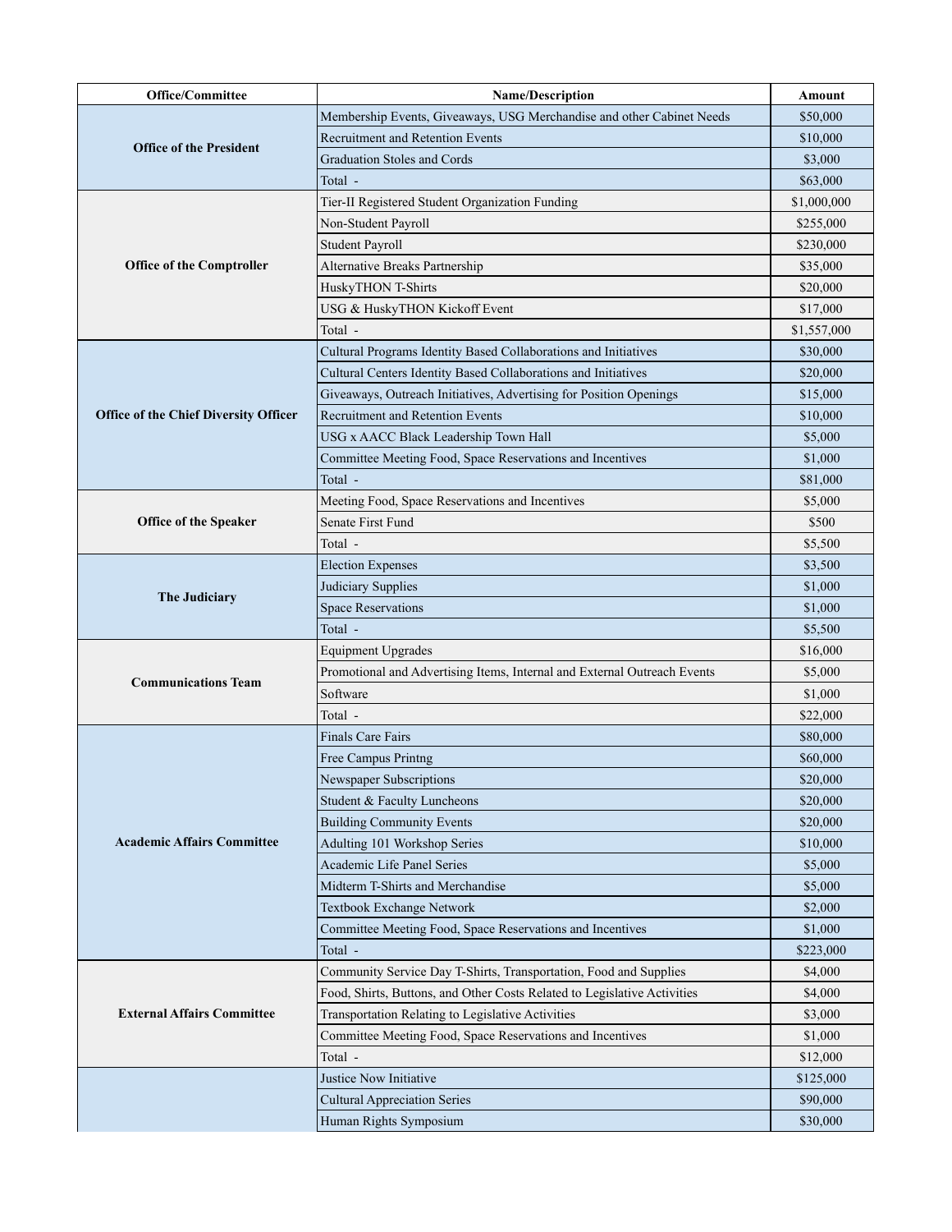| Office/Committee | Name/Description | Amount |
| --- | --- | --- |
| Office of the President | Membership Events, Giveaways, USG Merchandise and other Cabinet Needs | $50,000 |
| | Recruitment and Retention Events | $10,000 |
| | Graduation Stoles and Cords | $3,000 |
| | Total - | $63,000 |
| Office of the Comptroller | Tier-II Registered Student Organization Funding | $1,000,000 |
| | Non-Student Payroll | $255,000 |
| | Student Payroll | $230,000 |
| | Alternative Breaks Partnership | $35,000 |
| | HuskyTHON T-Shirts | $20,000 |
| | USG & HuskyTHON Kickoff Event | $17,000 |
| | Total - | $1,557,000 |
| Office of the Chief Diversity Officer | Cultural Programs Identity Based Collaborations and Initiatives | $30,000 |
| | Cultural Centers Identity Based Collaborations and Initiatives | $20,000 |
| | Giveaways, Outreach Initiatives, Advertising for Position Openings | $15,000 |
| | Recruitment and Retention Events | $10,000 |
| | USG x AACC Black Leadership Town Hall | $5,000 |
| | Committee Meeting Food, Space Reservations and Incentives | $1,000 |
| | Total - | $81,000 |
| Office of the Speaker | Meeting Food, Space Reservations and Incentives | $5,000 |
| | Senate First Fund | $500 |
| | Total - | $5,500 |
| The Judiciary | Election Expenses | $3,500 |
| | Judiciary Supplies | $1,000 |
| | Space Reservations | $1,000 |
| | Total - | $5,500 |
| Communications Team | Equipment Upgrades | $16,000 |
| | Promotional and Advertising Items, Internal and External Outreach Events | $5,000 |
| | Software | $1,000 |
| | Total - | $22,000 |
| Academic Affairs Committee | Finals Care Fairs | $80,000 |
| | Free Campus Printng | $60,000 |
| | Newspaper Subscriptions | $20,000 |
| | Student & Faculty Luncheons | $20,000 |
| | Building Community Events | $20,000 |
| | Adulting 101 Workshop Series | $10,000 |
| | Academic Life Panel Series | $5,000 |
| | Midterm T-Shirts and Merchandise | $5,000 |
| | Textbook Exchange Network | $2,000 |
| | Committee Meeting Food, Space Reservations and Incentives | $1,000 |
| | Total - | $223,000 |
| External Affairs Committee | Community Service Day T-Shirts, Transportation, Food and Supplies | $4,000 |
| | Food, Shirts, Buttons, and Other Costs Related to Legislative Activities | $4,000 |
| | Transportation Relating to Legislative Activities | $3,000 |
| | Committee Meeting Food, Space Reservations and Incentives | $1,000 |
| | Total - | $12,000 |
| | Justice Now Initiative | $125,000 |
| | Cultural Appreciation Series | $90,000 |
| | Human Rights Symposium | $30,000 |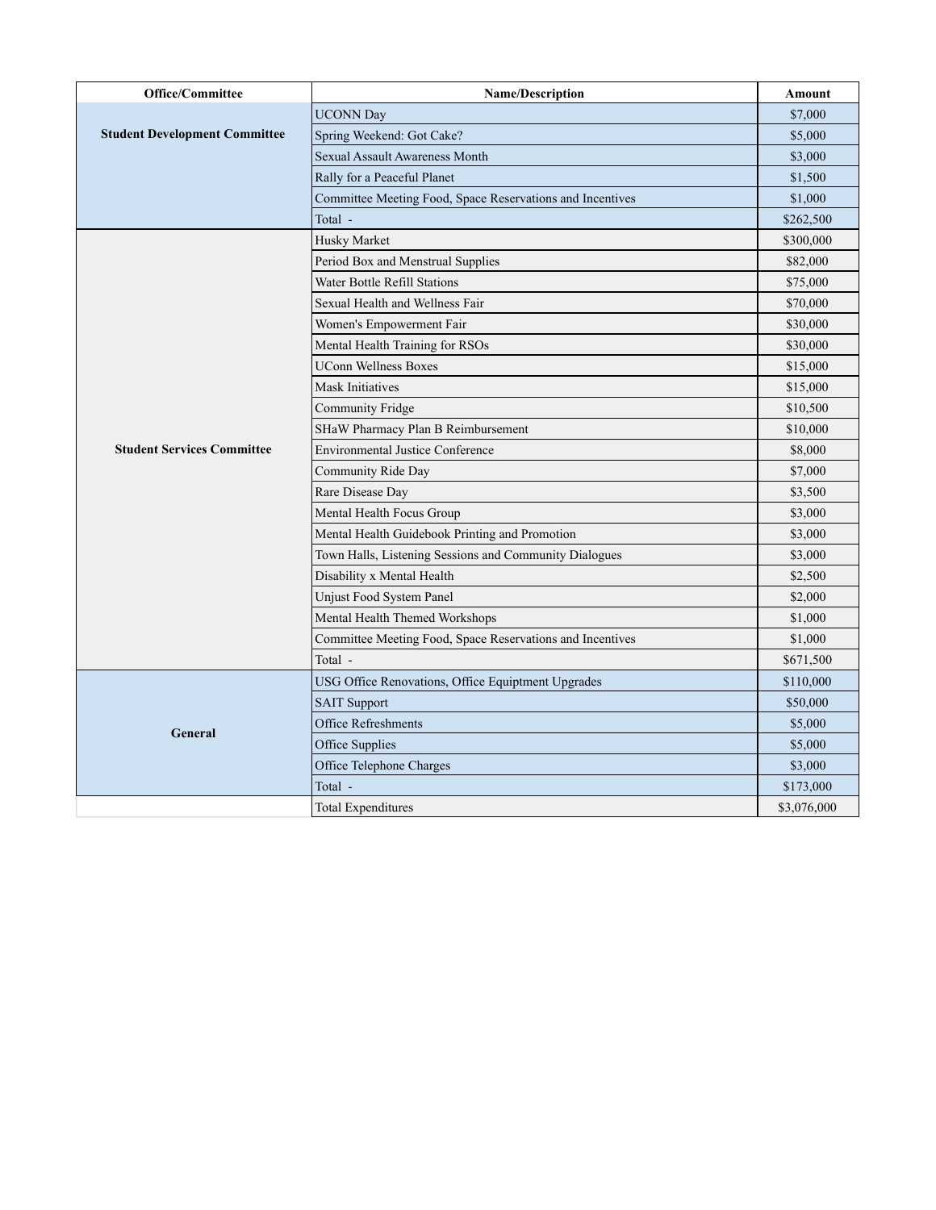| Office/Committee | Name/Description | Amount |
| --- | --- | --- |
| **Student Development Committee** | UCONN Day | $7,000 |
| | Spring Weekend: Got Cake? | $5,000 |
| | Sexual Assault Awareness Month | $3,000 |
| | Rally for a Peaceful Planet | $1,500 |
| | Committee Meeting Food, Space Reservations and Incentives | $1,000 |
| | Total - | $262,500 |
| **Student Services Committee** | Husky Market | $300,000 |
| | Period Box and Menstrual Supplies | $82,000 |
| | Water Bottle Refill Stations | $75,000 |
| | Sexual Health and Wellness Fair | $70,000 |
| | Women's Empowerment Fair | $30,000 |
| | Mental Health Training for RSOs | $30,000 |
| | UConn Wellness Boxes | $15,000 |
| | Mask Initiatives | $15,000 |
| | Community Fridge | $10,500 |
| | SHaW Pharmacy Plan B Reimbursement | $10,000 |
| | Environmental Justice Conference | $8,000 |
| | Community Ride Day | $7,000 |
| | Rare Disease Day | $3,500 |
| | Mental Health Focus Group | $3,000 |
| | Mental Health Guidebook Printing and Promotion | $3,000 |
| | Town Halls, Listening Sessions and Community Dialogues | $3,000 |
| | Disability x Mental Health | $2,500 |
| | Unjust Food System Panel | $2,000 |
| | Mental Health Themed Workshops | $1,000 |
| | Committee Meeting Food, Space Reservations and Incentives | $1,000 |
| | Total - | $671,500 |
| **General** | USG Office Renovations, Office Equiptment Upgrades | $110,000 |
| | SAIT Support | $50,000 |
| | Office Refreshments | $5,000 |
| | Office Supplies | $5,000 |
| | Office Telephone Charges | $3,000 |
| | Total - | $173,000 |
| | Total Expenditures | $3,076,000 |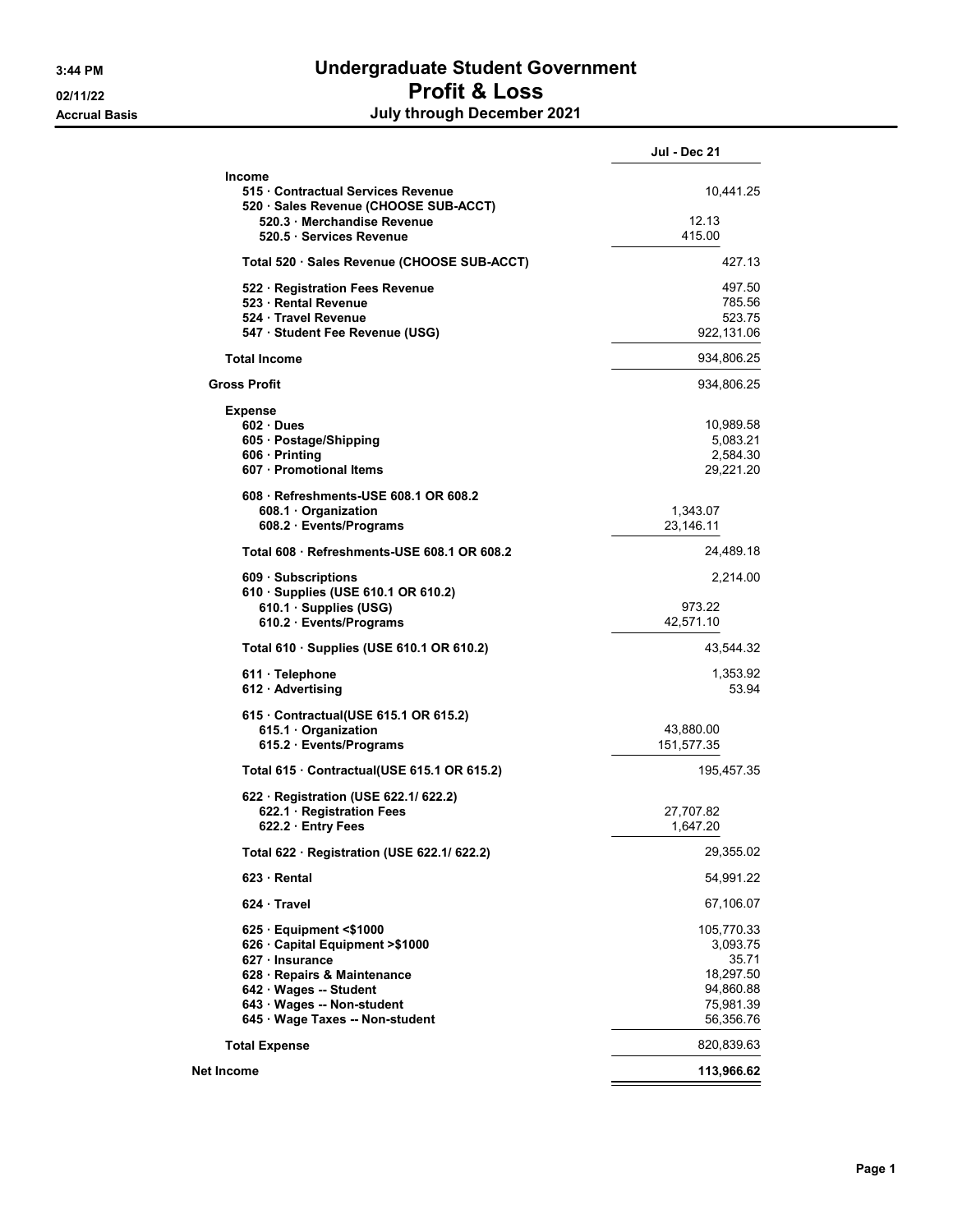3:44 PM
02/11/22
Accrual Basis

# Undergraduate Student Government
## Profit & Loss
### July through December 2021

| | | Jul - Dec 21 |
|---|---|---|
| **Income** | | |
| 515 · Contractual Services Revenue | | 10,441.25 |
| 520 · Sales Revenue (CHOOSE SUB-ACCT) | | |
| 520.3 · Merchandise Revenue | 12.13 | |
| 520.5 · Services Revenue | 415.00 | |
| Total 520 · Sales Revenue (CHOOSE SUB-ACCT) | | 427.13 |
| 522 · Registration Fees Revenue | | 497.50 |
| 523 · Rental Revenue | | 785.56 |
| 524 · Travel Revenue | | 523.75 |
| 547 · Student Fee Revenue (USG) | | 922,131.06 |
| **Total Income** | | 934,806.25 |
| **Gross Profit** | | 934,806.25 |
| **Expense** | | |
| 602 · Dues | | 10,989.58 |
| 605 · Postage/Shipping | | 5,083.21 |
| 606 · Printing | | 2,584.30 |
| 607 · Promotional Items | | 29,221.20 |
| 608 · Refreshments-USE 608.1 OR 608.2 | | |
| 608.1 · Organization | 1,343.07 | |
| 608.2 · Events/Programs | 23,146.11 | |
| Total 608 · Refreshments-USE 608.1 OR 608.2 | | 24,489.18 |
| 609 · Subscriptions | | 2,214.00 |
| 610 · Supplies (USE 610.1 OR 610.2) | | |
| 610.1 · Supplies (USG) | 973.22 | |
| 610.2 · Events/Programs | 42,571.10 | |
| Total 610 · Supplies (USE 610.1 OR 610.2) | | 43,544.32 |
| 611 · Telephone | | 1,353.92 |
| 612 · Advertising | | 53.94 |
| 615 · Contractual(USE 615.1 OR 615.2) | | |
| 615.1 · Organization | 43,880.00 | |
| 615.2 · Events/Programs | 151,577.35 | |
| Total 615 · Contractual(USE 615.1 OR 615.2) | | 195,457.35 |
| 622 · Registration (USE 622.1/ 622.2) | | |
| 622.1 · Registration Fees | 27,707.82 | |
| 622.2 · Entry Fees | 1,647.20 | |
| Total 622 · Registration (USE 622.1/ 622.2) | | 29,355.02 |
| 623 · Rental | | 54,991.22 |
| 624 · Travel | | 67,106.07 |
| 625 · Equipment <$1000 | | 105,770.33 |
| 626 · Capital Equipment >$1000 | | 3,093.75 |
| 627 · Insurance | | 35.71 |
| 628 · Repairs & Maintenance | | 18,297.50 |
| 642 · Wages -- Student | | 94,860.88 |
| 643 · Wages -- Non-student | | 75,981.39 |
| 645 · Wage Taxes -- Non-student | | 56,356.76 |
| **Total Expense** | | 820,839.63 |
| **Net Income** | | **113,966.62** |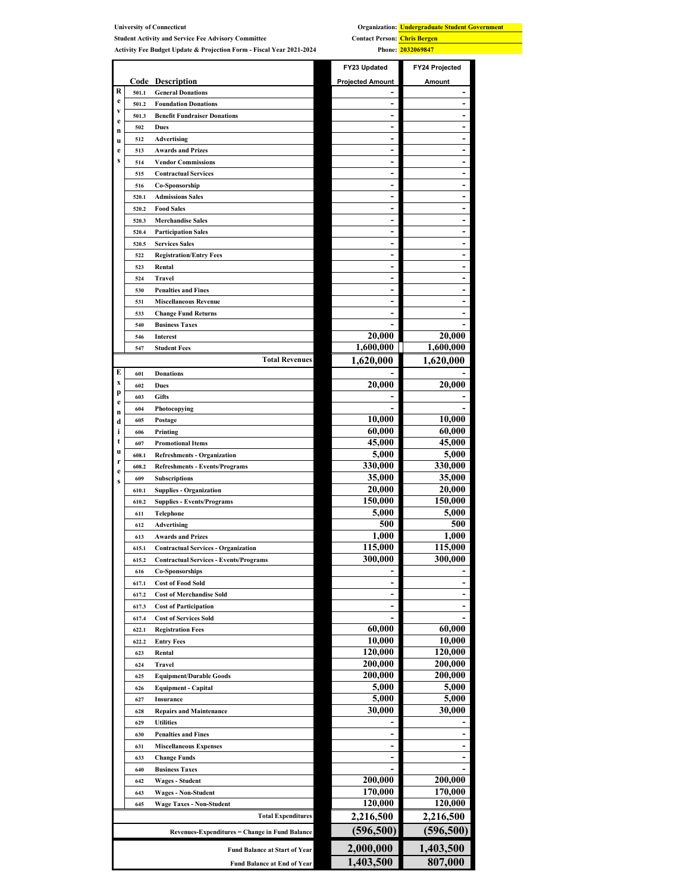University of Connecticut
Student Activity and Service Fee Advisory Committee
Activity Fee Budget Update & Projection Form - Fiscal Year 2021-2024

Organization: Undergraduate Student Government
Contact Person: Chris Bergen
Phone: 2032069847

| | Code | Description | FY23 Updated Projected Amount | FY24 Projected Amount |
|---|---|---|---|---|
| Revenues | 501.1 | General Donations | - | - |
| | 501.2 | Foundation Donations | - | - |
| | 501.3 | Benefit Fundraiser Donations | - | - |
| | 502 | Dues | - | - |
| | 512 | Advertising | - | - |
| | 513 | Awards and Prizes | - | - |
| | 514 | Vendor Commissions | - | - |
| | 515 | Contractual Services | - | - |
| | 516 | Co-Sponsorship | - | - |
| | 520.1 | Admissions Sales | - | - |
| | 520.2 | Food Sales | - | - |
| | 520.3 | Merchandise Sales | - | - |
| | 520.4 | Participation Sales | - | - |
| | 520.5 | Services Sales | - | - |
| | 522 | Registration/Entry Fees | - | - |
| | 523 | Rental | - | - |
| | 524 | Travel | - | - |
| | 530 | Penalties and Fines | - | - |
| | 531 | Miscellaneous Revenue | - | - |
| | 533 | Change Fund Returns | - | - |
| | 540 | Business Taxes | - | - |
| | 546 | Interest | 20,000 | 20,000 |
| | 547 | Student Fees | 1,600,000 | 1,600,000 |
| | | **Total Revenues** | **1,620,000** | **1,620,000** |
| Expenditures | 601 | Donations | - | - |
| | 602 | Dues | 20,000 | 20,000 |
| | 603 | Gifts | - | - |
| | 604 | Photocopying | - | - |
| | 605 | Postage | 10,000 | 10,000 |
| | 606 | Printing | 60,000 | 60,000 |
| | 607 | Promotional Items | 45,000 | 45,000 |
| | 608.1 | Refreshments - Organization | 5,000 | 5,000 |
| | 608.2 | Refreshments - Events/Programs | 330,000 | 330,000 |
| | 609 | Subscriptions | 35,000 | 35,000 |
| | 610.1 | Supplies - Organization | 20,000 | 20,000 |
| | 610.2 | Supplies - Events/Programs | 150,000 | 150,000 |
| | 611 | Telephone | 5,000 | 5,000 |
| | 612 | Advertising | 500 | 500 |
| | 613 | Awards and Prizes | 1,000 | 1,000 |
| | 615.1 | Contractual Services - Organization | 115,000 | 115,000 |
| | 615.2 | Contractual Services - Events/Programs | 300,000 | 300,000 |
| | 616 | Co-Sponsorships | - | - |
| | 617.1 | Cost of Food Sold | - | - |
| | 617.2 | Cost of Merchandise Sold | - | - |
| | 617.3 | Cost of Participation | - | - |
| | 617.4 | Cost of Services Sold | - | - |
| | 622.1 | Registration Fees | 60,000 | 60,000 |
| | 622.2 | Entry Fees | 10,000 | 10,000 |
| | 623 | Rental | 120,000 | 120,000 |
| | 624 | Travel | 200,000 | 200,000 |
| | 625 | Equipment/Durable Goods | 200,000 | 200,000 |
| | 626 | Equipment - Capital | 5,000 | 5,000 |
| | 627 | Insurance | 5,000 | 5,000 |
| | 628 | Repairs and Maintenance | 30,000 | 30,000 |
| | 629 | Utilities | - | - |
| | 630 | Penalties and Fines | - | - |
| | 631 | Miscellaneous Expenses | - | - |
| | 633 | Change Funds | - | - |
| | 640 | Business Taxes | - | - |
| | 642 | Wages - Student | 200,000 | 200,000 |
| | 643 | Wages - Non-Student | 170,000 | 170,000 |
| | 645 | Wage Taxes - Non-Student | 120,000 | 120,000 |
| | | **Total Expenditures** | **2,216,500** | **2,216,500** |
| | | **Revenues-Expenditures = Change in Fund Balance** | **(596,500)** | **(596,500)** |
| | | **Fund Balance at Start of Year** | **2,000,000** | **1,403,500** |
| | | **Fund Balance at End of Year** | **1,403,500** | **807,000** |